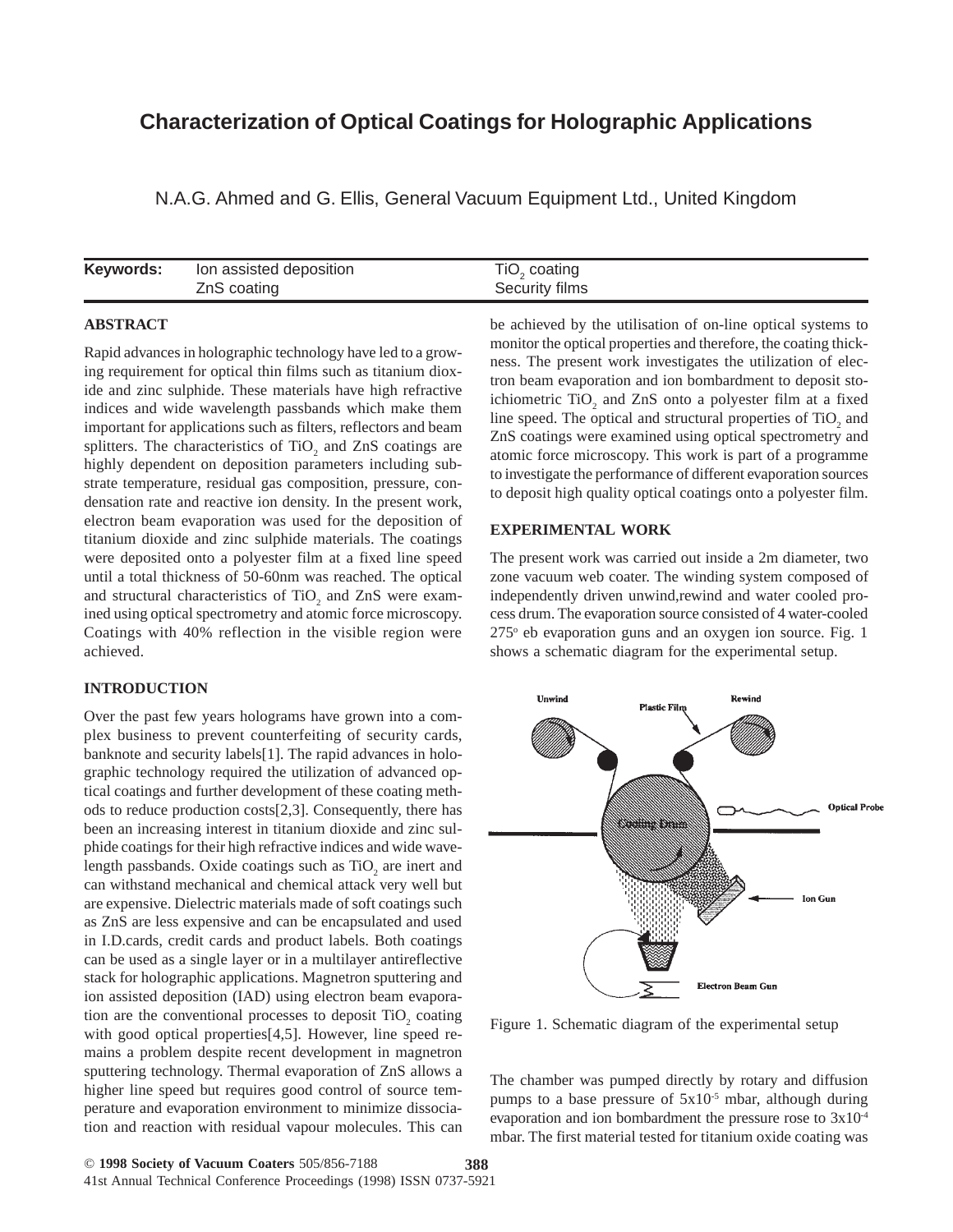# Characterization of Optical Coatings for Holographic Applications

N.A.G. Ahmed and G. Ellis, General Vacuum Equipment Ltd., United Kingdom

| **Keywords:** | Ion assisted deposition | $TiO_2$ coating |
|---|---|---|
| | ZnS coating | Security films |

## ABSTRACT

Rapid advances in holographic technology have led to a growing requirement for optical thin films such as titanium dioxide and zinc sulphide. These materials have high refractive indices and wide wavelength passbands which make them important for applications such as filters, reflectors and beam splitters. The characteristics of $TiO_2$ and ZnS coatings are highly dependent on deposition parameters including substrate temperature, residual gas composition, pressure, condensation rate and reactive ion density. In the present work, electron beam evaporation was used for the deposition of titanium dioxide and zinc sulphide materials. The coatings were deposited onto a polyester film at a fixed line speed until a total thickness of 50-60nm was reached. The optical and structural characteristics of $TiO_2$ and ZnS were examined using optical spectrometry and atomic force microscopy. Coatings with 40% reflection in the visible region were achieved.

## INTRODUCTION

Over the past few years holograms have grown into a complex business to prevent counterfeiting of security cards, banknote and security labels[1]. The rapid advances in holographic technology required the utilization of advanced optical coatings and further development of these coating methods to reduce production costs[2,3]. Consequently, there has been an increasing interest in titanium dioxide and zinc sulphide coatings for their high refractive indices and wide wavelength passbands. Oxide coatings such as $TiO_2$ are inert and can withstand mechanical and chemical attack very well but are expensive. Dielectric materials made of soft coatings such as ZnS are less expensive and can be encapsulated and used in I.D.cards, credit cards and product labels. Both coatings can be used as a single layer or in a multilayer antireflective stack for holographic applications. Magnetron sputtering and ion assisted deposition (IAD) using electron beam evaporation are the conventional processes to deposit $TiO_2$ coating with good optical properties[4,5]. However, line speed remains a problem despite recent development in magnetron sputtering technology. Thermal evaporation of ZnS allows a higher line speed but requires good control of source temperature and evaporation environment to minimize dissociation and reaction with residual vapour molecules. This can be achieved by the utilisation of on-line optical systems to monitor the optical properties and therefore, the coating thickness. The present work investigates the utilization of electron beam evaporation and ion bombardment to deposit stoichiometric $TiO_2$ and ZnS onto a polyester film at a fixed line speed. The optical and structural properties of $TiO_2$ and ZnS coatings were examined using optical spectrometry and atomic force microscopy. This work is part of a programme to investigate the performance of different evaporation sources to deposit high quality optical coatings onto a polyester film.

## EXPERIMENTAL WORK

The present work was carried out inside a 2m diameter, two zone vacuum web coater. The winding system composed of independently driven unwind,rewind and water cooled process drum. The evaporation source consisted of 4 water-cooled $275^{o}$ eb evaporation guns and an oxygen ion source. Fig. 1 shows a schematic diagram for the experimental setup.

Figure 1. Schematic diagram of the experimental setup

The chamber was pumped directly by rotary and diffusion pumps to a base pressure of $5x10^{-5}$ mbar, although during evaporation and ion bombardment the pressure rose to $3x10^{-4}$ mbar. The first material tested for titanium oxide coating was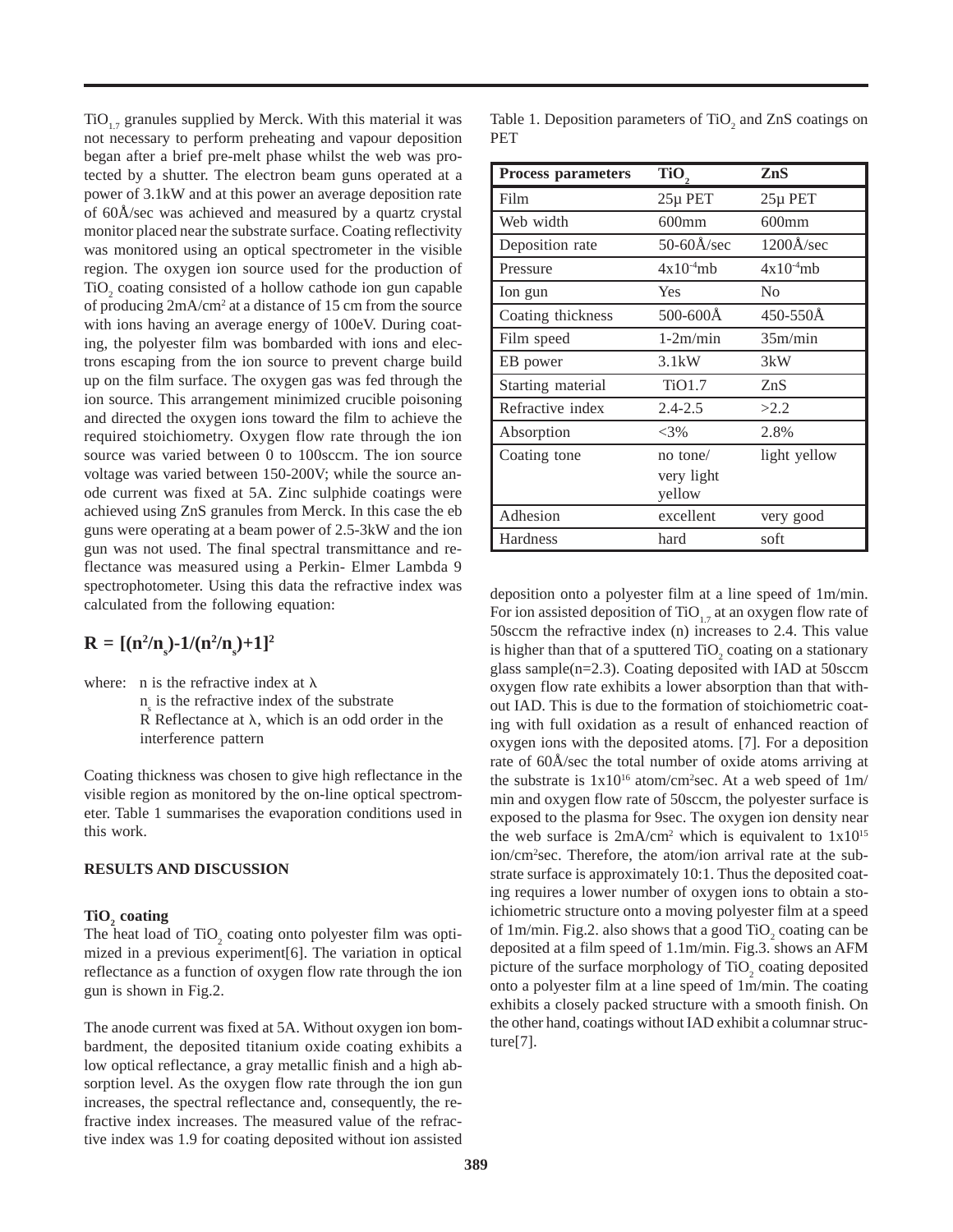$TiO_{1.7}$ granules supplied by Merck. With this material it was not necessary to perform preheating and vapour deposition began after a brief pre-melt phase whilst the web was protected by a shutter. The electron beam guns operated at a power of 3.1kW and at this power an average deposition rate of 60Å/sec was achieved and measured by a quartz crystal monitor placed near the substrate surface. Coating reflectivity was monitored using an optical spectrometer in the visible region. The oxygen ion source used for the production of $TiO_2$ coating consisted of a hollow cathode ion gun capable of producing $2mA/cm^2$ at a distance of 15 cm from the source with ions having an average energy of 100eV. During coating, the polyester film was bombarded with ions and electrons escaping from the ion source to prevent charge build up on the film surface. The oxygen gas was fed through the ion source. This arrangement minimized crucible poisoning and directed the oxygen ions toward the film to achieve the required stoichiometry. Oxygen flow rate through the ion source was varied between 0 to 100sccm. The ion source voltage was varied between 150-200V; while the source anode current was fixed at 5A. Zinc sulphide coatings were achieved using ZnS granules from Merck. In this case the eb guns were operating at a beam power of 2.5-3kW and the ion gun was not used. The final spectral transmittance and reflectance was measured using a Perkin- Elmer Lambda 9 spectrophotometer. Using this data the refractive index was calculated from the following equation:

$$R = [(n^2/n_s)-1/(n^2/n_s)+1]^2$$

where: n is the refractive index at λ

$n_s$ is the refractive index of the substrate

R Reflectance at λ, which is an odd order in the interference pattern

Coating thickness was chosen to give high reflectance in the visible region as monitored by the on-line optical spectrometer. Table 1 summarises the evaporation conditions used in this work.

Table 1. Deposition parameters of $TiO_2$ and ZnS coatings on PET

| Process parameters | $TiO_2$ | ZnS |
|---|---|---|
| Film | 25μ PET | 25μ PET |
| Web width | 600mm | 600mm |
| Deposition rate | 50-60Å/sec | 1200Å/sec |
| Pressure | $4x10^{-4}$mb | $4x10^{-4}$mb |
| Ion gun | Yes | No |
| Coating thickness | 500-600Å | 450-550Å |
| Film speed | 1-2m/min | 35m/min |
| EB power | 3.1kW | 3kW |
| Starting material | TiO1.7 | ZnS |
| Refractive index | 2.4-2.5 | >2.2 |
| Absorption | <3% | 2.8% |
| Coating tone | no tone/ very light yellow | light yellow |
| Adhesion | excellent | very good |
| Hardness | hard | soft |

## RESULTS AND DISCUSSION

### $TiO_2$ coating

The heat load of $TiO_2$ coating onto polyester film was optimized in a previous experiment[6]. The variation in optical reflectance as a function of oxygen flow rate through the ion gun is shown in Fig.2.

The anode current was fixed at 5A. Without oxygen ion bombardment, the deposited titanium oxide coating exhibits a low optical reflectance, a gray metallic finish and a high absorption level. As the oxygen flow rate through the ion gun increases, the spectral reflectance and, consequently, the refractive index increases. The measured value of the refractive index was 1.9 for coating deposited without ion assisted deposition onto a polyester film at a line speed of 1m/min. For ion assisted deposition of $TiO_{1.7}$ at an oxygen flow rate of 50sccm the refractive index (n) increases to 2.4. This value is higher than that of a sputtered $TiO_2$ coating on a stationary glass sample(n=2.3). Coating deposited with IAD at 50sccm oxygen flow rate exhibits a lower absorption than that without IAD. This is due to the formation of stoichiometric coating with full oxidation as a result of enhanced reaction of oxygen ions with the deposited atoms. [7]. For a deposition rate of 60Å/sec the total number of oxide atoms arriving at the substrate is $1x10^{16}$ atom/cm²sec. At a web speed of 1m/min and oxygen flow rate of 50sccm, the polyester surface is exposed to the plasma for 9sec. The oxygen ion density near the web surface is $2mA/cm^2$ which is equivalent to $1x10^{15}$ ion/cm²sec. Therefore, the atom/ion arrival rate at the substrate surface is approximately 10:1. Thus the deposited coating requires a lower number of oxygen ions to obtain a stoichiometric structure onto a moving polyester film at a speed of 1m/min. Fig.2. also shows that a good $TiO_2$ coating can be deposited at a film speed of 1.1m/min. Fig.3. shows an AFM picture of the surface morphology of $TiO_2$ coating deposited onto a polyester film at a line speed of 1m/min. The coating exhibits a closely packed structure with a smooth finish. On the other hand, coatings without IAD exhibit a columnar structure[7].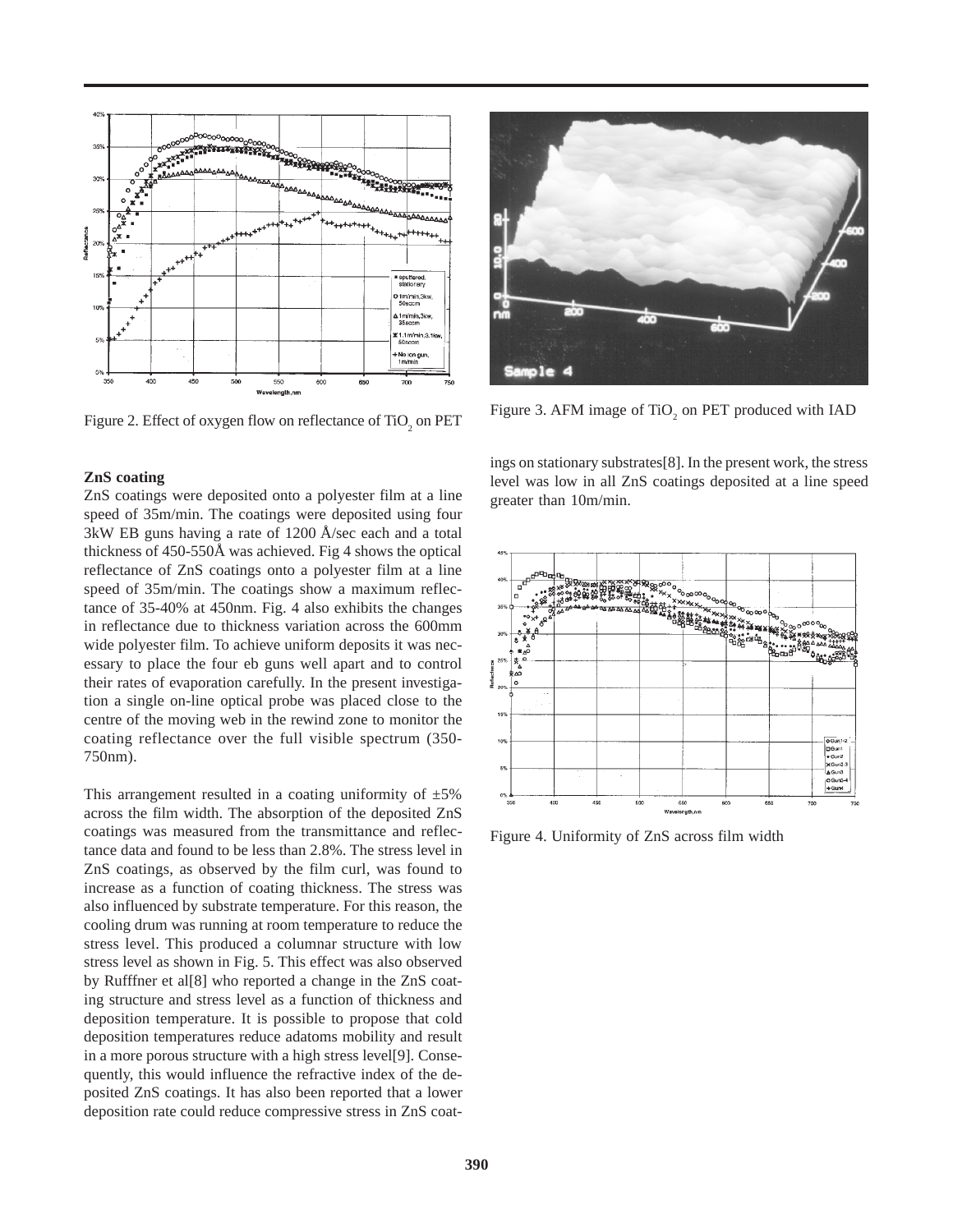Figure 2. Effect of oxygen flow on reflectance of $TiO_2$ on PET

Figure 3. AFM image of $TiO_2$ on PET produced with IAD

**ZnS coating**

ZnS coatings were deposited onto a polyester film at a line speed of 35m/min. The coatings were deposited using four 3kW EB guns having a rate of 1200 Å/sec each and a total thickness of 450-550Å was achieved. Fig 4 shows the optical reflectance of ZnS coatings onto a polyester film at a line speed of 35m/min. The coatings show a maximum reflectance of 35-40% at 450nm. Fig. 4 also exhibits the changes in reflectance due to thickness variation across the 600mm wide polyester film. To achieve uniform deposits it was necessary to place the four eb guns well apart and to control their rates of evaporation carefully. In the present investigation a single on-line optical probe was placed close to the centre of the moving web in the rewind zone to monitor the coating reflectance over the full visible spectrum (350-750nm).

This arrangement resulted in a coating uniformity of ±5% across the film width. The absorption of the deposited ZnS coatings was measured from the transmittance and reflectance data and found to be less than 2.8%. The stress level in ZnS coatings, as observed by the film curl, was found to increase as a function of coating thickness. The stress was also influenced by substrate temperature. For this reason, the cooling drum was running at room temperature to reduce the stress level. This produced a columnar structure with low stress level as shown in Fig. 5. This effect was also observed by Rufffner et al[8] who reported a change in the ZnS coating structure and stress level as a function of thickness and deposition temperature. It is possible to propose that cold deposition temperatures reduce adatoms mobility and result in a more porous structure with a high stress level[9]. Consequently, this would influence the refractive index of the deposited ZnS coatings. It has also been reported that a lower deposition rate could reduce compressive stress in ZnS coatings on stationary substrates[8]. In the present work, the stress level was low in all ZnS coatings deposited at a line speed greater than 10m/min.

Figure 4. Uniformity of ZnS across film width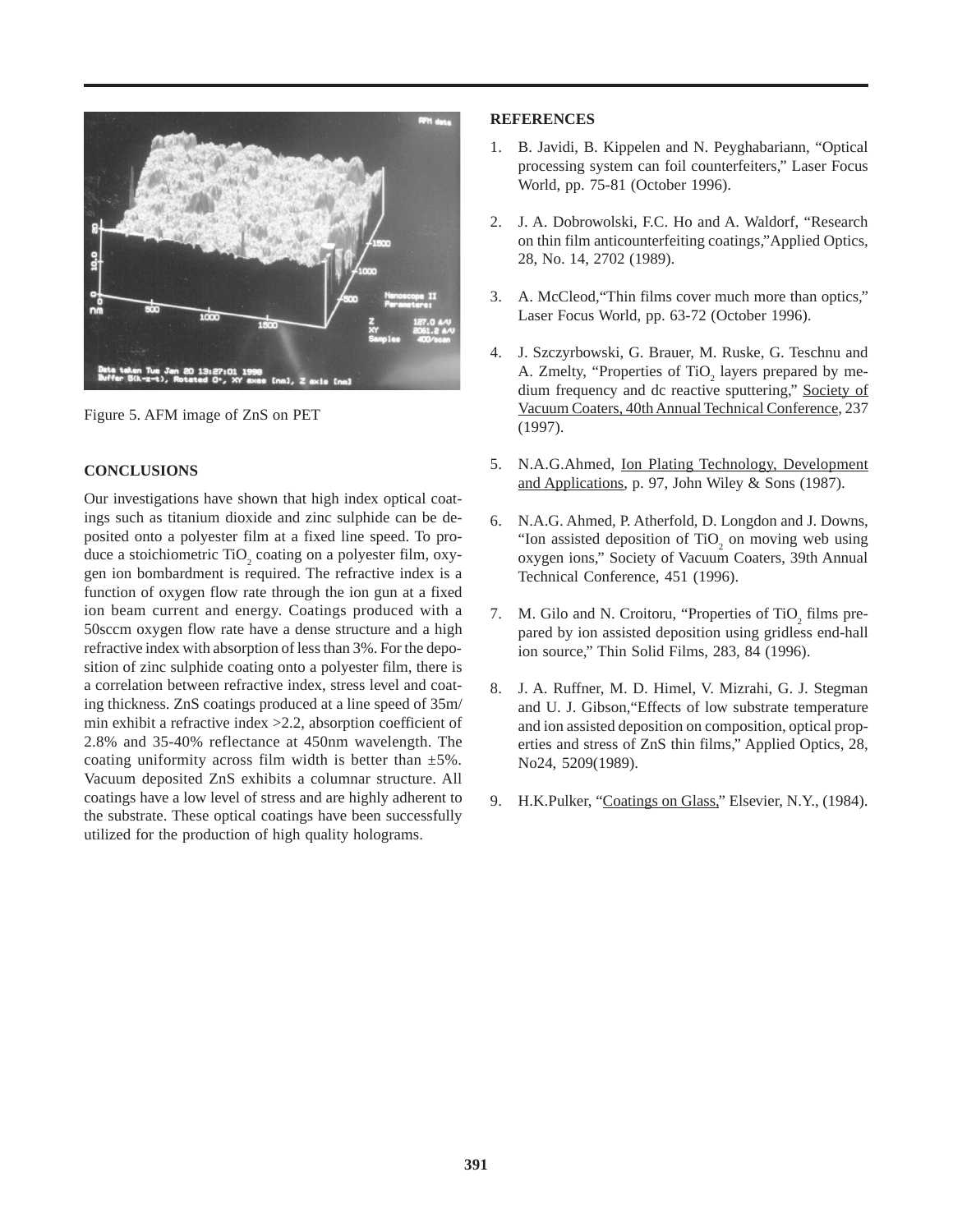Figure 5. AFM image of ZnS on PET

## CONCLUSIONS

Our investigations have shown that high index optical coatings such as titanium dioxide and zinc sulphide can be deposited onto a polyester film at a fixed line speed. To produce a stoichiometric $TiO_2$ coating on a polyester film, oxygen ion bombardment is required. The refractive index is a function of oxygen flow rate through the ion gun at a fixed ion beam current and energy. Coatings produced with a 50sccm oxygen flow rate have a dense structure and a high refractive index with absorption of less than 3%. For the deposition of zinc sulphide coating onto a polyester film, there is a correlation between refractive index, stress level and coating thickness. ZnS coatings produced at a line speed of 35m/min exhibit a refractive index >2.2, absorption coefficient of 2.8% and 35-40% reflectance at 450nm wavelength. The coating uniformity across film width is better than ±5%. Vacuum deposited ZnS exhibits a columnar structure. All coatings have a low level of stress and are highly adherent to the substrate. These optical coatings have been successfully utilized for the production of high quality holograms.

## REFERENCES

1. B. Javidi, B. Kippelen and N. Peyghabariann, "Optical processing system can foil counterfeiters," Laser Focus World, pp. 75-81 (October 1996).
2. J. A. Dobrowolski, F.C. Ho and A. Waldorf, "Research on thin film anticounterfeiting coatings,"Applied Optics, 28, No. 14, 2702 (1989).
3. A. McCleod,"Thin films cover much more than optics," Laser Focus World, pp. 63-72 (October 1996).
4. J. Szczyrbowski, G. Brauer, M. Ruske, G. Teschnu and A. Zmelty, "Properties of $TiO_2$ layers prepared by medium frequency and dc reactive sputtering," Society of Vacuum Coaters, 40th Annual Technical Conference, 237 (1997).
5. N.A.G.Ahmed, Ion Plating Technology, Development and Applications, p. 97, John Wiley & Sons (1987).
6. N.A.G. Ahmed, P. Atherfold, D. Longdon and J. Downs, "Ion assisted deposition of $TiO_2$ on moving web using oxygen ions," Society of Vacuum Coaters, 39th Annual Technical Conference, 451 (1996).
7. M. Gilo and N. Croitoru, "Properties of $TiO_2$ films prepared by ion assisted deposition using gridless end-hall ion source," Thin Solid Films, 283, 84 (1996).
8. J. A. Ruffner, M. D. Himel, V. Mizrahi, G. J. Stegman and U. J. Gibson,"Effects of low substrate temperature and ion assisted deposition on composition, optical properties and stress of ZnS thin films," Applied Optics, 28, No24, 5209(1989).
9. H.K.Pulker, "Coatings on Glass," Elsevier, N.Y., (1984).